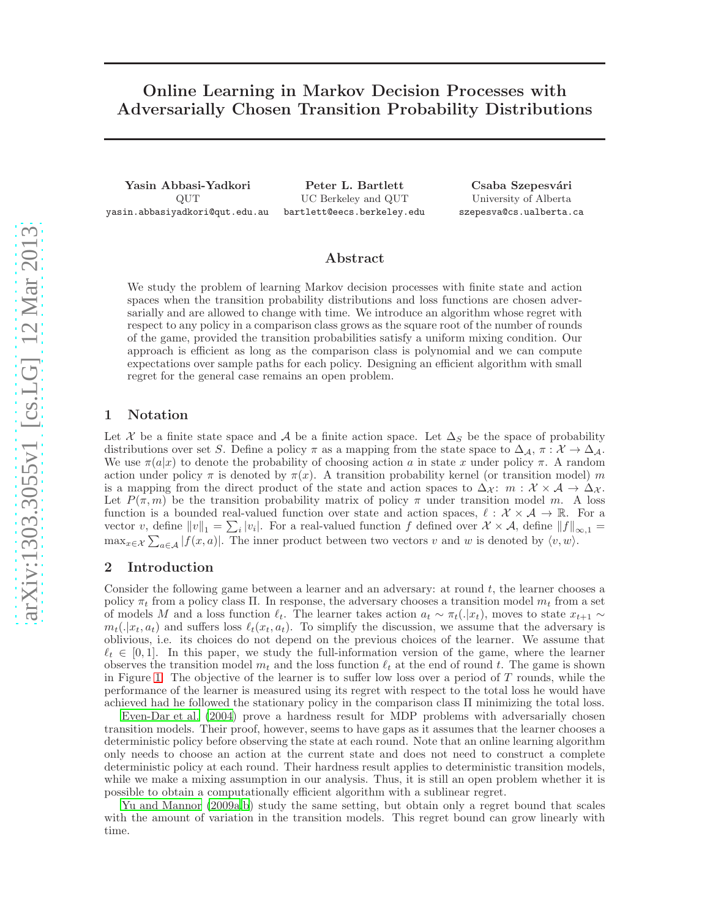# Online Learning in Markov Decision Processes with Adversarially Chosen Transition Probability Distributions

**Yasin Abbasi-Yadkori**
QUT
yasin.abbasiyadkori@qut.edu.au

**Peter L. Bartlett**
UC Berkeley and QUT
bartlett@eecs.berkeley.edu

**Csaba Szepesvári**
University of Alberta
szepesva@cs.ualberta.ca

## Abstract

We study the problem of learning Markov decision processes with finite state and action spaces when the transition probability distributions and loss functions are chosen adversarially and are allowed to change with time. We introduce an algorithm whose regret with respect to any policy in a comparison class grows as the square root of the number of rounds of the game, provided the transition probabilities satisfy a uniform mixing condition. Our approach is efficient as long as the comparison class is polynomial and we can compute expectations over sample paths for each policy. Designing an efficient algorithm with small regret for the general case remains an open problem.

## 1 Notation

Let $\mathcal{X}$ be a finite state space and $\mathcal{A}$ be a finite action space. Let $\Delta_S$ be the space of probability distributions over set $S$. Define a policy $\pi$ as a mapping from the state space to $\Delta_{\mathcal{A}}$, $\pi : \mathcal{X} \to \Delta_{\mathcal{A}}$. We use $\pi(a|x)$ to denote the probability of choosing action $a$ in state $x$ under policy $\pi$. A random action under policy $\pi$ is denoted by $\pi(x)$. A transition probability kernel (or transition model) $m$ is a mapping from the direct product of the state and action spaces to $\Delta_{\mathcal{X}}$: $m : \mathcal{X} \times \mathcal{A} \to \Delta_{\mathcal{X}}$. Let $P(\pi, m)$ be the transition probability matrix of policy $\pi$ under transition model $m$. A loss function is a bounded real-valued function over state and action spaces, $\ell : \mathcal{X} \times \mathcal{A} \to \mathbb{R}$. For a vector $v$, define $\|v\|_1 = \sum_i |v_i|$. For a real-valued function $f$ defined over $\mathcal{X} \times \mathcal{A}$, define $\|f\|_{\infty,1} = \max_{x \in \mathcal{X}} \sum_{a \in \mathcal{A}} |f(x, a)|$. The inner product between two vectors $v$ and $w$ is denoted by $\langle v, w \rangle$.

## 2 Introduction

Consider the following game between a learner and an adversary: at round $t$, the learner chooses a policy $\pi_t$ from a policy class $\Pi$. In response, the adversary chooses a transition model $m_t$ from a set of models $M$ and a loss function $\ell_t$. The learner takes action $a_t \sim \pi_t(.|x_t)$, moves to state $x_{t+1} \sim m_t(.|x_t, a_t)$ and suffers loss $\ell_t(x_t, a_t)$. To simplify the discussion, we assume that the adversary is oblivious, i.e. its choices do not depend on the previous choices of the learner. We assume that $\ell_t \in [0, 1]$. In this paper, we study the full-information version of the game, where the learner observes the transition model $m_t$ and the loss function $\ell_t$ at the end of round $t$. The game is shown in Figure 1. The objective of the learner is to suffer low loss over a period of $T$ rounds, while the performance of the learner is measured using its regret with respect to the total loss he would have achieved had he followed the stationary policy in the comparison class $\Pi$ minimizing the total loss.

Even-Dar et al. (2004) prove a hardness result for MDP problems with adversarially chosen transition models. Their proof, however, seems to have gaps as it assumes that the learner chooses a deterministic policy before observing the state at each round. Note that an online learning algorithm only needs to choose an action at the current state and does not need to construct a complete deterministic policy at each round. Their hardness result applies to deterministic transition models, while we make a mixing assumption in our analysis. Thus, it is still an open problem whether it is possible to obtain a computationally efficient algorithm with a sublinear regret.

Yu and Mannor (2009a,b) study the same setting, but obtain only a regret bound that scales with the amount of variation in the transition models. This regret bound can grow linearly with time.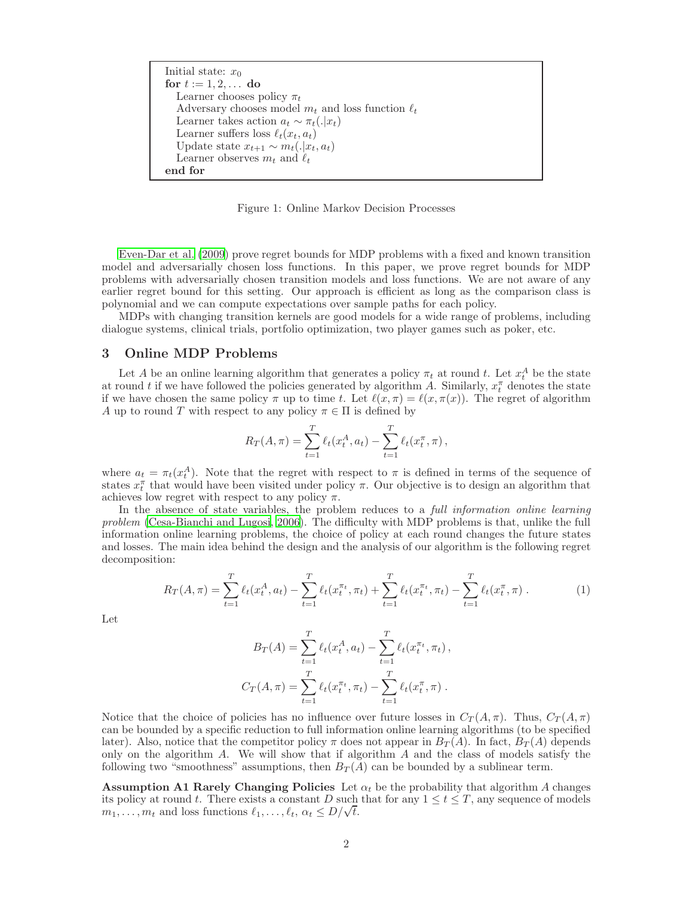```
Initial state: x_0
for t := 1, 2, ... do
  Learner chooses policy π_t
  Adversary chooses model m_t and loss function ℓ_t
  Learner takes action a_t ~ π_t(.|x_t)
  Learner suffers loss ℓ_t(x_t, a_t)
  Update state x_{t+1} ~ m_t(.|x_t, a_t)
  Learner observes m_t and ℓ_t
end for
```

Figure 1: Online Markov Decision Processes

Even-Dar et al. (2009) prove regret bounds for MDP problems with a fixed and known transition model and adversarially chosen loss functions. In this paper, we prove regret bounds for MDP problems with adversarially chosen transition models and loss functions. We are not aware of any earlier regret bound for this setting. Our approach is efficient as long as the comparison class is polynomial and we can compute expectations over sample paths for each policy.

MDPs with changing transition kernels are good models for a wide range of problems, including dialogue systems, clinical trials, portfolio optimization, two player games such as poker, etc.

## 3 Online MDP Problems

Let $A$ be an online learning algorithm that generates a policy $\pi_t$ at round $t$. Let $x_t^A$ be the state at round $t$ if we have followed the policies generated by algorithm $A$. Similarly, $x_t^\pi$ denotes the state if we have chosen the same policy $\pi$ up to time $t$. Let $\ell(x, \pi) = \ell(x, \pi(x))$. The regret of algorithm $A$ up to round $T$ with respect to any policy $\pi \in \Pi$ is defined by

$$R_T(A, \pi) = \sum_{t=1}^{T} \ell_t(x_t^A, a_t) - \sum_{t=1}^{T} \ell_t(x_t^\pi, \pi) ,$$

where $a_t = \pi_t(x_t^A)$. Note that the regret with respect to $\pi$ is defined in terms of the sequence of states $x_t^\pi$ that would have been visited under policy $\pi$. Our objective is to design an algorithm that achieves low regret with respect to any policy $\pi$.

In the absence of state variables, the problem reduces to a *full information online learning problem* (Cesa-Bianchi and Lugosi, 2006). The difficulty with MDP problems is that, unlike the full information online learning problems, the choice of policy at each round changes the future states and losses. The main idea behind the design and the analysis of our algorithm is the following regret decomposition:

$$R_T(A, \pi) = \sum_{t=1}^{T} \ell_t(x_t^A, a_t) - \sum_{t=1}^{T} \ell_t(x_t^{\pi_t}, \pi_t) + \sum_{t=1}^{T} \ell_t(x_t^{\pi_t}, \pi_t) - \sum_{t=1}^{T} \ell_t(x_t^\pi, \pi) . \tag{1}$$

Let

$$B_T(A) = \sum_{t=1}^{T} \ell_t(x_t^A, a_t) - \sum_{t=1}^{T} \ell_t(x_t^{\pi_t}, \pi_t) ,$$

$$C_T(A, \pi) = \sum_{t=1}^{T} \ell_t(x_t^{\pi_t}, \pi_t) - \sum_{t=1}^{T} \ell_t(x_t^\pi, \pi) .$$

Notice that the choice of policies has no influence over future losses in $C_T(A, \pi)$. Thus, $C_T(A, \pi)$ can be bounded by a specific reduction to full information online learning algorithms (to be specified later). Also, notice that the competitor policy $\pi$ does not appear in $B_T(A)$. In fact, $B_T(A)$ depends only on the algorithm $A$. We will show that if algorithm $A$ and the class of models satisfy the following two "smoothness" assumptions, then $B_T(A)$ can be bounded by a sublinear term.

**Assumption A1 Rarely Changing Policies** Let $\alpha_t$ be the probability that algorithm $A$ changes its policy at round $t$. There exists a constant $D$ such that for any $1 \le t \le T$, any sequence of models $m_1, \ldots, m_t$ and loss functions $\ell_1, \ldots, \ell_t$, $\alpha_t \le D/\sqrt{t}$.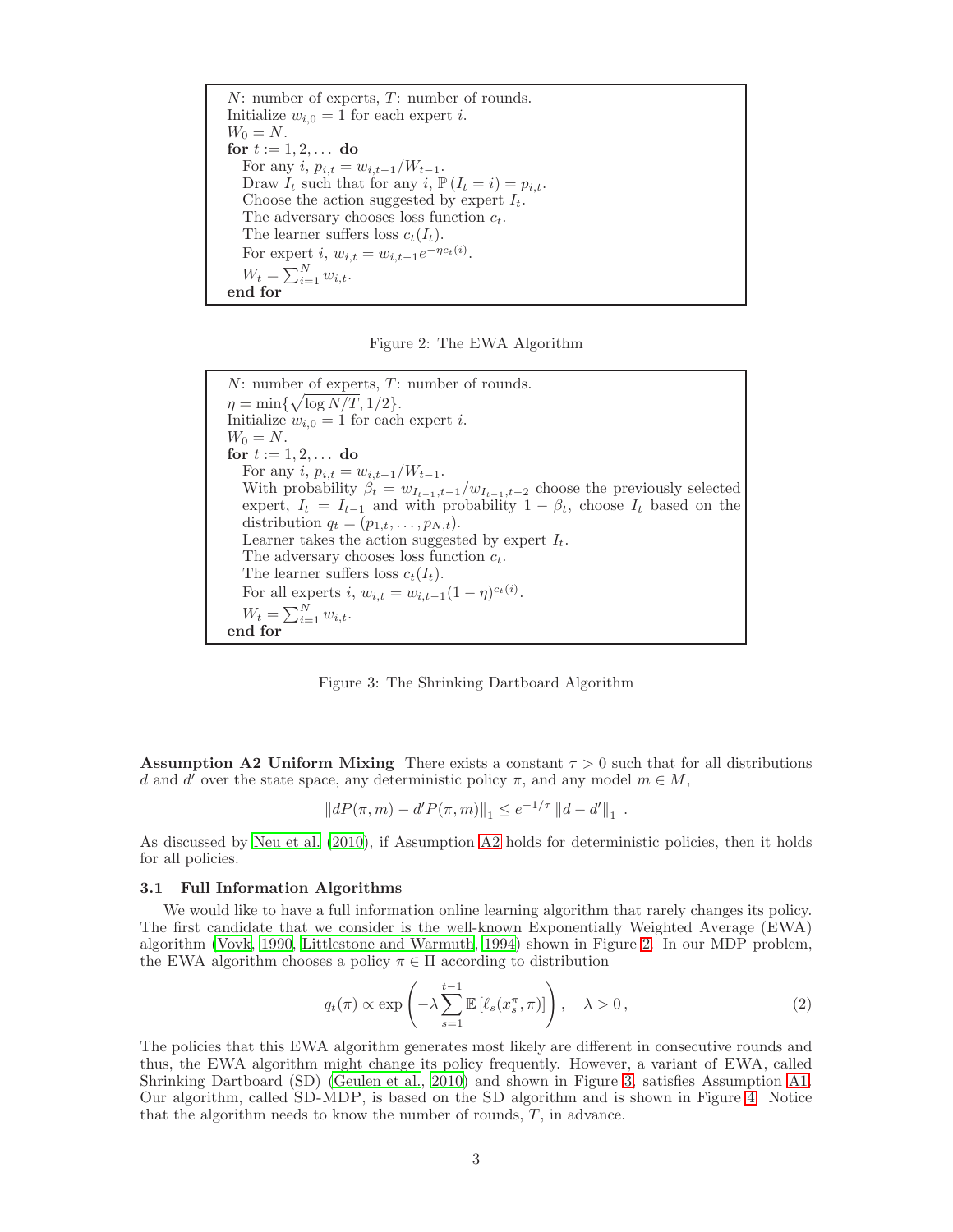```
N: number of experts, T: number of rounds.
Initialize w_{i,0} = 1 for each expert i.
W_0 = N.
for t := 1, 2, ... do
    For any i, p_{i,t} = w_{i,t-1}/W_{t-1}.
    Draw I_t such that for any i, P(I_t = i) = p_{i,t}.
    Choose the action suggested by expert I_t.
    The adversary chooses loss function c_t.
    The learner suffers loss c_t(I_t).
    For expert i, w_{i,t} = w_{i,t-1} e^{-η c_t(i)}.
    W_t = Σ_{i=1}^N w_{i,t}.
end for
```

Figure 2: The EWA Algorithm

```
N: number of experts, T: number of rounds.
η = min{√(log N/T), 1/2}.
Initialize w_{i,0} = 1 for each expert i.
W_0 = N.
for t := 1, 2, ... do
    For any i, p_{i,t} = w_{i,t-1}/W_{t-1}.
    With probability β_t = w_{I_{t-1},t-1}/w_{I_{t-1},t-2} choose the previously selected
    expert, I_t = I_{t-1} and with probability 1 - β_t, choose I_t based on the
    distribution q_t = (p_{1,t}, ..., p_{N,t}).
    Learner takes the action suggested by expert I_t.
    The adversary chooses loss function c_t.
    The learner suffers loss c_t(I_t).
    For all experts i, w_{i,t} = w_{i,t-1}(1 - η)^{c_t(i)}.
    W_t = Σ_{i=1}^N w_{i,t}.
end for
```

Figure 3: The Shrinking Dartboard Algorithm

**Assumption A2 Uniform Mixing** There exists a constant $\tau > 0$ such that for all distributions $d$ and $d'$ over the state space, any deterministic policy $\pi$, and any model $m \in M$,

$$\left\| dP(\pi, m) - d'P(\pi, m) \right\|_1 \leq e^{-1/\tau} \left\| d - d' \right\|_1 \ .$$

As discussed by Neu et al. (2010), if Assumption A2 holds for deterministic policies, then it holds for all policies.

### 3.1 Full Information Algorithms

We would like to have a full information online learning algorithm that rarely changes its policy. The first candidate that we consider is the well-known Exponentially Weighted Average (EWA) algorithm (Vovk, 1990, Littlestone and Warmuth, 1994) shown in Figure 2. In our MDP problem, the EWA algorithm chooses a policy $\pi \in \Pi$ according to distribution

$$q_t(\pi) \propto \exp\left( -\lambda \sum_{s=1}^{t-1} \mathbb{E}\left[ \ell_s(x_s^\pi, \pi) \right] \right), \quad \lambda > 0 \,, \tag{2}$$

The policies that this EWA algorithm generates most likely are different in consecutive rounds and thus, the EWA algorithm might change its policy frequently. However, a variant of EWA, called Shrinking Dartboard (SD) (Geulen et al., 2010) and shown in Figure 3, satisfies Assumption A1. Our algorithm, called SD-MDP, is based on the SD algorithm and is shown in Figure 4. Notice that the algorithm needs to know the number of rounds, $T$, in advance.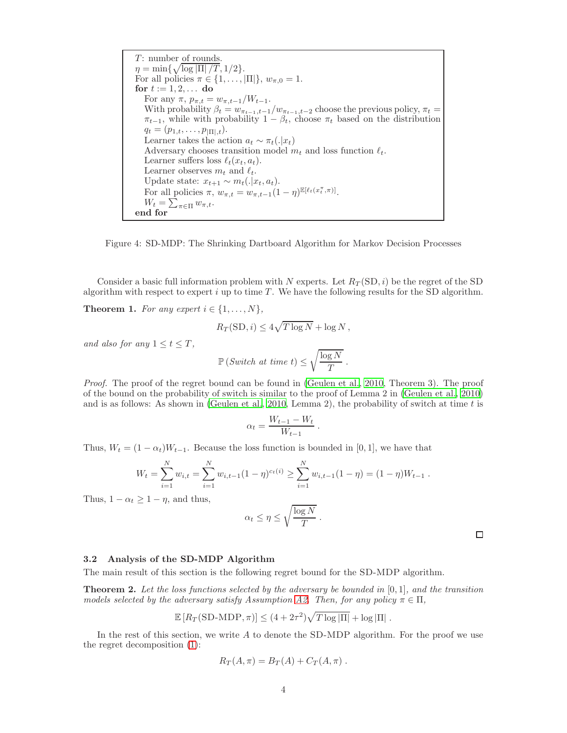```
T: number of rounds.
η = min{√(log |Π| / T), 1/2}.
For all policies π ∈ {1, ..., |Π|}, w_{π,0} = 1.
for t := 1, 2, ... do
    For any π, p_{π,t} = w_{π,t-1}/W_{t-1}.
    With probability β_t = w_{π_{t-1},t-1}/w_{π_{t-1},t-2} choose the previous policy, π_t = π_{t-1}, while with probability 1 − β_t, choose π_t based on the distribution q_t = (p_{1,t}, ..., p_{|Π|,t}).
    Learner takes the action a_t ~ π_t(.|x_t)
    Adversary chooses transition model m_t and loss function ℓ_t.
    Learner suffers loss ℓ_t(x_t, a_t).
    Learner observes m_t and ℓ_t.
    Update state: x_{t+1} ~ m_t(.|x_t, a_t).
    For all policies π, w_{π,t} = w_{π,t-1}(1 − η)^{E[ℓ_t(x_t^π, π)]}.
    W_t = Σ_{π∈Π} w_{π,t}.
end for
```

Figure 4: SD-MDP: The Shrinking Dartboard Algorithm for Markov Decision Processes

Consider a basic full information problem with $N$ experts. Let $R_T(\mathrm{SD}, i)$ be the regret of the SD algorithm with respect to expert $i$ up to time $T$. We have the following results for the SD algorithm.

**Theorem 1.** *For any expert* $i \in \{1, \ldots, N\}$,

$$R_T(\mathrm{SD}, i) \leq 4\sqrt{T \log N} + \log N \,,$$

*and also for any* $1 \leq t \leq T$,

$$\mathbb{P}\left(\textit{Switch at time } t\right) \leq \sqrt{\frac{\log N}{T}} \,.$$

*Proof.* The proof of the regret bound can be found in (Geulen et al., 2010, Theorem 3). The proof of the bound on the probability of switch is similar to the proof of Lemma 2 in (Geulen et al., 2010) and is as follows: As shown in (Geulen et al., 2010, Lemma 2), the probability of switch at time $t$ is

$$\alpha_t = \frac{W_{t-1} - W_t}{W_{t-1}} \,.$$

Thus, $W_t = (1 - \alpha_t) W_{t-1}$. Because the loss function is bounded in $[0, 1]$, we have that

$$W_t = \sum_{i=1}^N w_{i,t} = \sum_{i=1}^N w_{i,t-1} (1-\eta)^{c_t(i)} \geq \sum_{i=1}^N w_{i,t-1}(1-\eta) = (1-\eta) W_{t-1} \,.$$

Thus, $1 - \alpha_t \geq 1 - \eta$, and thus,

$$\alpha_t \leq \eta \leq \sqrt{\frac{\log N}{T}} \,.$$

□

### 3.2 Analysis of the SD-MDP Algorithm

The main result of this section is the following regret bound for the SD-MDP algorithm.

**Theorem 2.** *Let the loss functions selected by the adversary be bounded in* $[0, 1]$*, and the transition models selected by the adversary satisfy Assumption A2. Then, for any policy* $\pi \in \Pi$,

$$\mathbb{E}\left[R_T(\mathrm{SD\text{-}MDP}, \pi)\right] \leq (4 + 2\tau^2)\sqrt{T \log |\Pi|} + \log |\Pi| \,.$$

In the rest of this section, we write $A$ to denote the SD-MDP algorithm. For the proof we use the regret decomposition (1):

$$R_T(A, \pi) = B_T(A) + C_T(A, \pi) \,.$$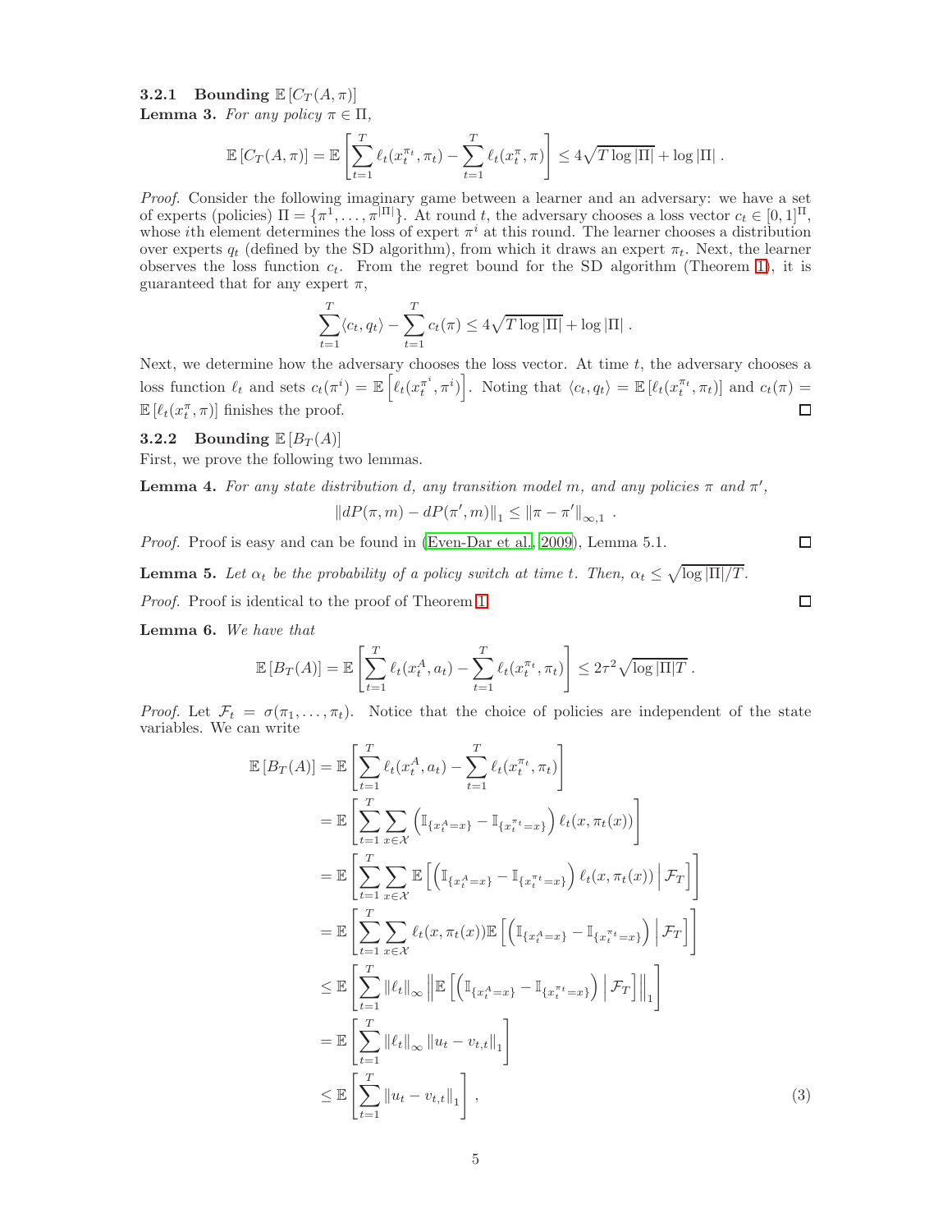#### 3.2.1 Bounding $\mathbb{E}\left[C_T(A,\pi)\right]$

**Lemma 3.** *For any policy $\pi \in \Pi$,*

$$\mathbb{E}\left[C_T(A,\pi)\right] = \mathbb{E}\left[\sum_{t=1}^T \ell_t(x_t^{\pi_t},\pi_t) - \sum_{t=1}^T \ell_t(x_t^{\pi},\pi)\right] \le 4\sqrt{T\log|\Pi|} + \log|\Pi| \,.$$

*Proof.* Consider the following imaginary game between a learner and an adversary: we have a set of experts (policies) $\Pi = \{\pi^1,\dots,\pi^{|\Pi|}\}$. At round $t$, the adversary chooses a loss vector $c_t \in [0,1]^\Pi$, whose $i$th element determines the loss of expert $\pi^i$ at this round. The learner chooses a distribution over experts $q_t$ (defined by the SD algorithm), from which it draws an expert $\pi_t$. Next, the learner observes the loss function $c_t$. From the regret bound for the SD algorithm (Theorem 1), it is guaranteed that for any expert $\pi$,

$$\sum_{t=1}^T \langle c_t, q_t\rangle - \sum_{t=1}^T c_t(\pi) \le 4\sqrt{T\log|\Pi|} + \log|\Pi| \,.$$

Next, we determine how the adversary chooses the loss vector. At time $t$, the adversary chooses a loss function $\ell_t$ and sets $c_t(\pi^i) = \mathbb{E}\left[\ell_t(x_t^{\pi^i},\pi^i)\right]$. Noting that $\langle c_t, q_t\rangle = \mathbb{E}\left[\ell_t(x_t^{\pi_t},\pi_t)\right]$ and $c_t(\pi) = \mathbb{E}\left[\ell_t(x_t^{\pi},\pi)\right]$ finishes the proof. □

#### 3.2.2 Bounding $\mathbb{E}\left[B_T(A)\right]$

First, we prove the following two lemmas.

**Lemma 4.** *For any state distribution $d$, any transition model $m$, and any policies $\pi$ and $\pi'$,*

$$\left\|dP(\pi,m) - dP(\pi',m)\right\|_1 \le \left\|\pi - \pi'\right\|_{\infty,1} \,.$$

*Proof.* Proof is easy and can be found in (Even-Dar et al., 2009), Lemma 5.1. □

**Lemma 5.** *Let $\alpha_t$ be the probability of a policy switch at time $t$. Then, $\alpha_t \le \sqrt{\log|\Pi|/T}$.*

*Proof.* Proof is identical to the proof of Theorem 1. □

**Lemma 6.** *We have that*

$$\mathbb{E}\left[B_T(A)\right] = \mathbb{E}\left[\sum_{t=1}^T \ell_t(x_t^{A},a_t) - \sum_{t=1}^T \ell_t(x_t^{\pi_t},\pi_t)\right] \le 2\tau^2\sqrt{\log|\Pi|T} \,.$$

*Proof.* Let $\mathcal{F}_t = \sigma(\pi_1,\dots,\pi_t)$. Notice that the choice of policies are independent of the state variables. We can write

$$\begin{aligned}
\mathbb{E}\left[B_T(A)\right] &= \mathbb{E}\left[\sum_{t=1}^T \ell_t(x_t^{A},a_t) - \sum_{t=1}^T \ell_t(x_t^{\pi_t},\pi_t)\right] \\
&= \mathbb{E}\left[\sum_{t=1}^T \sum_{x\in\mathcal{X}} \left(\mathbb{I}_{\{x_t^A = x\}} - \mathbb{I}_{\{x_t^{\pi_t} = x\}}\right)\ell_t(x,\pi_t(x))\right] \\
&= \mathbb{E}\left[\sum_{t=1}^T \sum_{x\in\mathcal{X}} \mathbb{E}\left[\left(\mathbb{I}_{\{x_t^A = x\}} - \mathbb{I}_{\{x_t^{\pi_t} = x\}}\right)\ell_t(x,\pi_t(x)) \,\middle|\, \mathcal{F}_T\right]\right] \\
&= \mathbb{E}\left[\sum_{t=1}^T \sum_{x\in\mathcal{X}} \ell_t(x,\pi_t(x))\,\mathbb{E}\left[\left(\mathbb{I}_{\{x_t^A = x\}} - \mathbb{I}_{\{x_t^{\pi_t} = x\}}\right) \,\middle|\, \mathcal{F}_T\right]\right] \\
&\le \mathbb{E}\left[\sum_{t=1}^T \left\|\ell_t\right\|_\infty \left\|\mathbb{E}\left[\left(\mathbb{I}_{\{x_t^A = x\}} - \mathbb{I}_{\{x_t^{\pi_t} = x\}}\right) \,\middle|\, \mathcal{F}_T\right]\right\|_1\right] \\
&= \mathbb{E}\left[\sum_{t=1}^T \left\|\ell_t\right\|_\infty \left\|u_t - v_{t,t}\right\|_1\right] \\
&\le \mathbb{E}\left[\sum_{t=1}^T \left\|u_t - v_{t,t}\right\|_1\right] \,,
\end{aligned} \tag{3}$$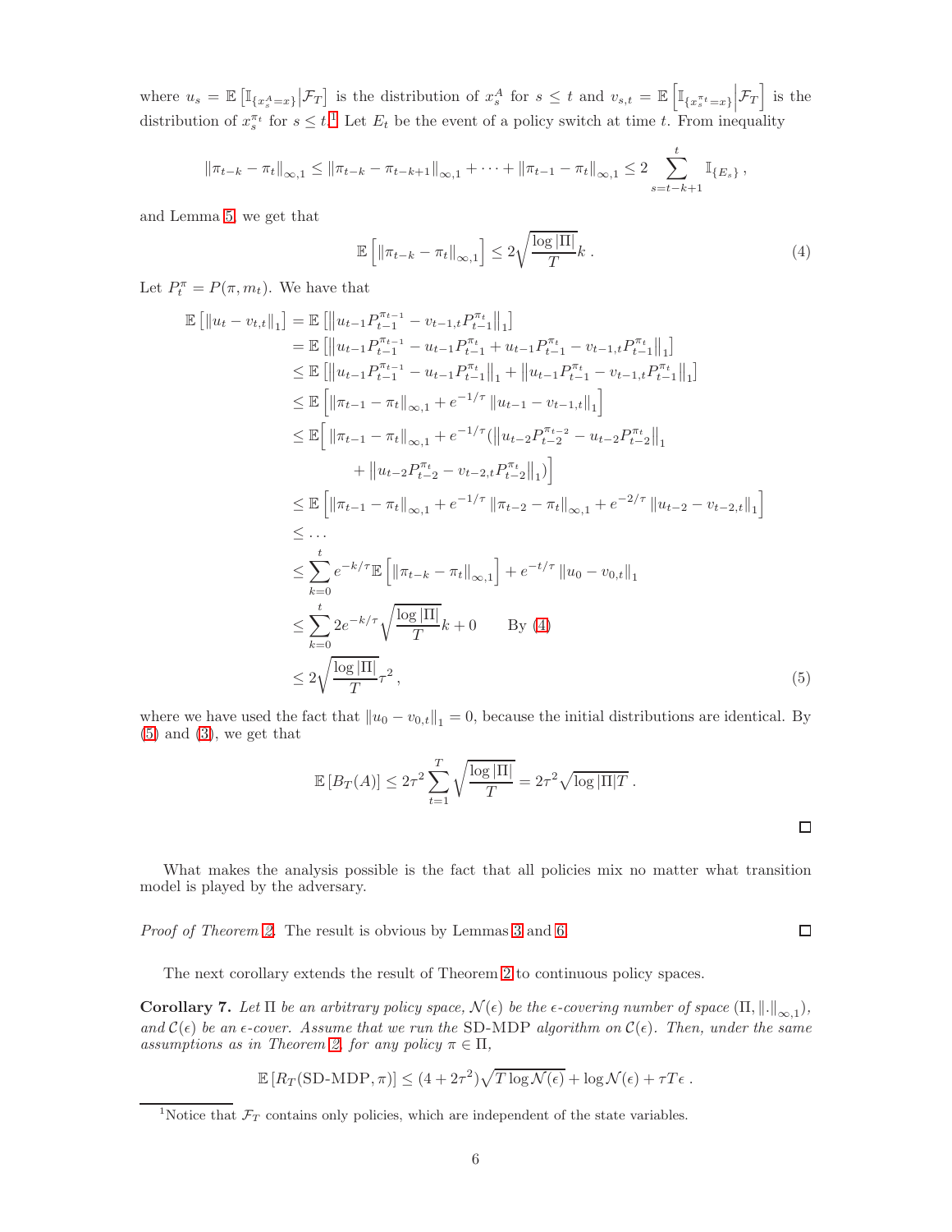where $u_s = \mathbb{E}\left[\mathbb{I}_{\{x_s^A = x\}} \middle| \mathcal{F}_T\right]$ is the distribution of $x_s^A$ for $s \leq t$ and $v_{s,t} = \mathbb{E}\left[\mathbb{I}_{\{x_s^{\pi_t} = x\}} \middle| \mathcal{F}_T\right]$ is the distribution of $x_s^{\pi_t}$ for $s \leq t$.[1] Let $E_t$ be the event of a policy switch at time $t$. From inequality

$$
\left\|\pi_{t-k} - \pi_t\right\|_{\infty,1} \leq \left\|\pi_{t-k} - \pi_{t-k+1}\right\|_{\infty,1} + \cdots + \left\|\pi_{t-1} - \pi_t\right\|_{\infty,1} \leq 2 \sum_{s=t-k+1}^{t} \mathbb{I}_{\{E_s\}} ,
$$

and Lemma 5, we get that

$$
\mathbb{E}\left[\left\|\pi_{t-k} - \pi_t\right\|_{\infty,1}\right] \leq 2\sqrt{\frac{\log|\Pi|}{T}} k . \tag{4}
$$

Let $P_t^\pi = P(\pi, m_t)$. We have that

$$
\begin{aligned}
\mathbb{E}\left[\left\|u_t - v_{t,t}\right\|_1\right] &= \mathbb{E}\left[\left\|u_{t-1}P_{t-1}^{\pi_{t-1}} - v_{t-1,t}P_{t-1}^{\pi_t}\right\|_1\right] \\
&= \mathbb{E}\left[\left\|u_{t-1}P_{t-1}^{\pi_{t-1}} - u_{t-1}P_{t-1}^{\pi_t} + u_{t-1}P_{t-1}^{\pi_t} - v_{t-1,t}P_{t-1}^{\pi_t}\right\|_1\right] \\
&\leq \mathbb{E}\left[\left\|u_{t-1}P_{t-1}^{\pi_{t-1}} - u_{t-1}P_{t-1}^{\pi_t}\right\|_1 + \left\|u_{t-1}P_{t-1}^{\pi_t} - v_{t-1,t}P_{t-1}^{\pi_t}\right\|_1\right] \\
&\leq \mathbb{E}\left[\left\|\pi_{t-1} - \pi_t\right\|_{\infty,1} + e^{-1/\tau}\left\|u_{t-1} - v_{t-1,t}\right\|_1\right] \\
&\leq \mathbb{E}\Big[\left\|\pi_{t-1} - \pi_t\right\|_{\infty,1} + e^{-1/\tau}\big(\left\|u_{t-2}P_{t-2}^{\pi_{t-2}} - u_{t-2}P_{t-2}^{\pi_t}\right\|_1 \\
&\qquad + \left\|u_{t-2}P_{t-2}^{\pi_t} - v_{t-2,t}P_{t-2}^{\pi_t}\right\|_1\big)\Big] \\
&\leq \mathbb{E}\left[\left\|\pi_{t-1} - \pi_t\right\|_{\infty,1} + e^{-1/\tau}\left\|\pi_{t-2} - \pi_t\right\|_{\infty,1} + e^{-2/\tau}\left\|u_{t-2} - v_{t-2,t}\right\|_1\right] \\
&\leq \dots \\
&\leq \sum_{k=0}^{t} e^{-k/\tau}\,\mathbb{E}\left[\left\|\pi_{t-k} - \pi_t\right\|_{\infty,1}\right] + e^{-t/\tau}\left\|u_0 - v_{0,t}\right\|_1 \\
&\leq \sum_{k=0}^{t} 2e^{-k/\tau}\sqrt{\frac{\log|\Pi|}{T}} k + 0 \qquad \text{By (4)} \\
&\leq 2\sqrt{\frac{\log|\Pi|}{T}}\tau^2 ,
\end{aligned} \tag{5}
$$

where we have used the fact that $\left\|u_0 - v_{0,t}\right\|_1 = 0$, because the initial distributions are identical. By (5) and (3), we get that

$$
\mathbb{E}\left[B_T(A)\right] \leq 2\tau^2 \sum_{t=1}^{T} \sqrt{\frac{\log|\Pi|}{T}} = 2\tau^2\sqrt{\log|\Pi| T} .
$$

□

What makes the analysis possible is the fact that all policies mix no matter what transition model is played by the adversary.

*Proof of Theorem 2.* The result is obvious by Lemmas 3 and 6. □

The next corollary extends the result of Theorem 2 to continuous policy spaces.

**Corollary 7.** *Let $\Pi$ be an arbitrary policy space, $\mathcal{N}(\epsilon)$ be the $\epsilon$-covering number of space $(\Pi, \|.\|_{\infty,1})$, and $\mathcal{C}(\epsilon)$ be an $\epsilon$-cover. Assume that we run the* SD-MDP *algorithm on $\mathcal{C}(\epsilon)$. Then, under the same assumptions as in Theorem 2, for any policy $\pi \in \Pi$,*

$$
\mathbb{E}\left[R_T(\text{SD-MDP}, \pi)\right] \leq (4 + 2\tau^2)\sqrt{T\log\mathcal{N}(\epsilon)} + \log\mathcal{N}(\epsilon) + \tau T\epsilon .
$$

[1] Notice that $\mathcal{F}_T$ contains only policies, which are independent of the state variables.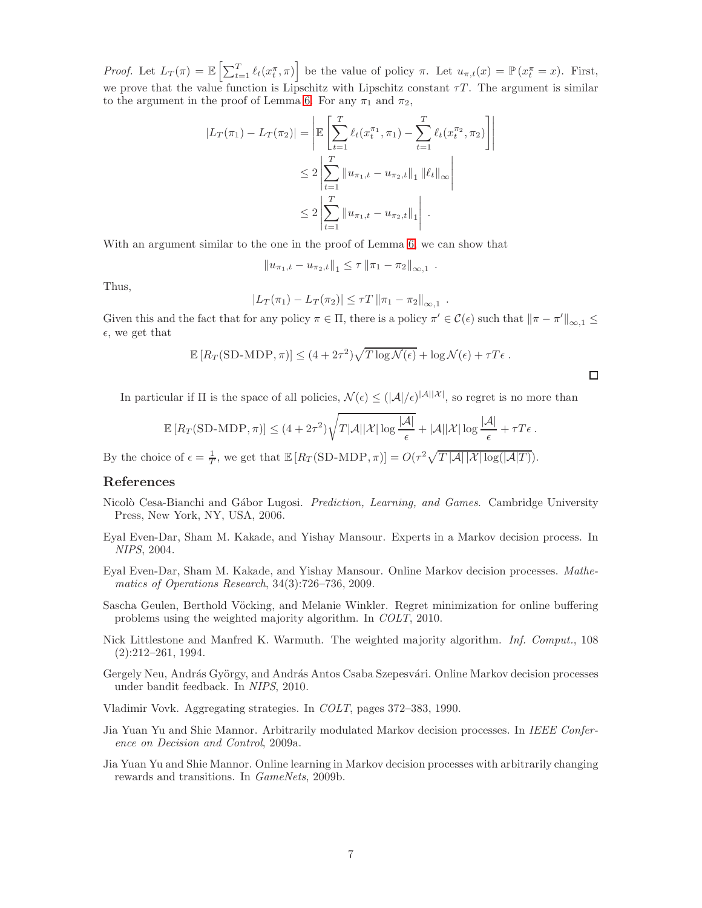*Proof.* Let $L_T(\pi) = \mathbb{E}\left[\sum_{t=1}^T \ell_t(x_t^\pi, \pi)\right]$ be the value of policy $\pi$. Let $u_{\pi,t}(x) = \mathbb{P}(x_t^\pi = x)$. First, we prove that the value function is Lipschitz with Lipschitz constant $\tau T$. The argument is similar to the argument in the proof of Lemma 6. For any $\pi_1$ and $\pi_2$,

$$
\begin{aligned}
|L_T(\pi_1) - L_T(\pi_2)| &= \left| \mathbb{E}\left[ \sum_{t=1}^T \ell_t(x_t^{\pi_1}, \pi_1) - \sum_{t=1}^T \ell_t(x_t^{\pi_2}, \pi_2) \right] \right| \\
&\leq 2 \left| \sum_{t=1}^T \left\| u_{\pi_1,t} - u_{\pi_2,t} \right\|_1 \left\| \ell_t \right\|_\infty \right| \\
&\leq 2 \left| \sum_{t=1}^T \left\| u_{\pi_1,t} - u_{\pi_2,t} \right\|_1 \right| .
\end{aligned}
$$

With an argument similar to the one in the proof of Lemma 6, we can show that

$$
\left\| u_{\pi_1,t} - u_{\pi_2,t} \right\|_1 \leq \tau \left\| \pi_1 - \pi_2 \right\|_{\infty,1} .
$$

Thus,

$$
|L_T(\pi_1) - L_T(\pi_2)| \leq \tau T \left\| \pi_1 - \pi_2 \right\|_{\infty,1} .
$$

Given this and the fact that for any policy $\pi \in \Pi$, there is a policy $\pi' \in \mathcal{C}(\epsilon)$ such that $\left\| \pi - \pi' \right\|_{\infty,1} \leq \epsilon$, we get that

$$
\mathbb{E}\left[ R_T(\text{SD-MDP}, \pi) \right] \leq (4 + 2\tau^2)\sqrt{T \log \mathcal{N}(\epsilon)} + \log \mathcal{N}(\epsilon) + \tau T \epsilon .
$$

□

In particular if $\Pi$ is the space of all policies, $\mathcal{N}(\epsilon) \leq (|\mathcal{A}|/\epsilon)^{|\mathcal{A}||\mathcal{X}|}$, so regret is no more than

$$
\mathbb{E}\left[ R_T(\text{SD-MDP}, \pi) \right] \leq (4 + 2\tau^2)\sqrt{T |\mathcal{A}||\mathcal{X}| \log \frac{|\mathcal{A}|}{\epsilon}} + |\mathcal{A}||\mathcal{X}| \log \frac{|\mathcal{A}|}{\epsilon} + \tau T \epsilon .
$$

By the choice of $\epsilon = \frac{1}{T}$, we get that $\mathbb{E}\left[ R_T(\text{SD-MDP}, \pi) \right] = O(\tau^2 \sqrt{T |\mathcal{A}| |\mathcal{X}| \log(|\mathcal{A}| T)})$.

## References

Nicolò Cesa-Bianchi and Gábor Lugosi. *Prediction, Learning, and Games*. Cambridge University Press, New York, NY, USA, 2006.

Eyal Even-Dar, Sham M. Kakade, and Yishay Mansour. Experts in a Markov decision process. In *NIPS*, 2004.

Eyal Even-Dar, Sham M. Kakade, and Yishay Mansour. Online Markov decision processes. *Mathematics of Operations Research*, 34(3):726–736, 2009.

Sascha Geulen, Berthold Vöcking, and Melanie Winkler. Regret minimization for online buffering problems using the weighted majority algorithm. In *COLT*, 2010.

Nick Littlestone and Manfred K. Warmuth. The weighted majority algorithm. *Inf. Comput.*, 108 (2):212–261, 1994.

Gergely Neu, András György, and András Antos Csaba Szepesvári. Online Markov decision processes under bandit feedback. In *NIPS*, 2010.

Vladimir Vovk. Aggregating strategies. In *COLT*, pages 372–383, 1990.

Jia Yuan Yu and Shie Mannor. Arbitrarily modulated Markov decision processes. In *IEEE Conference on Decision and Control*, 2009a.

Jia Yuan Yu and Shie Mannor. Online learning in Markov decision processes with arbitrarily changing rewards and transitions. In *GameNets*, 2009b.